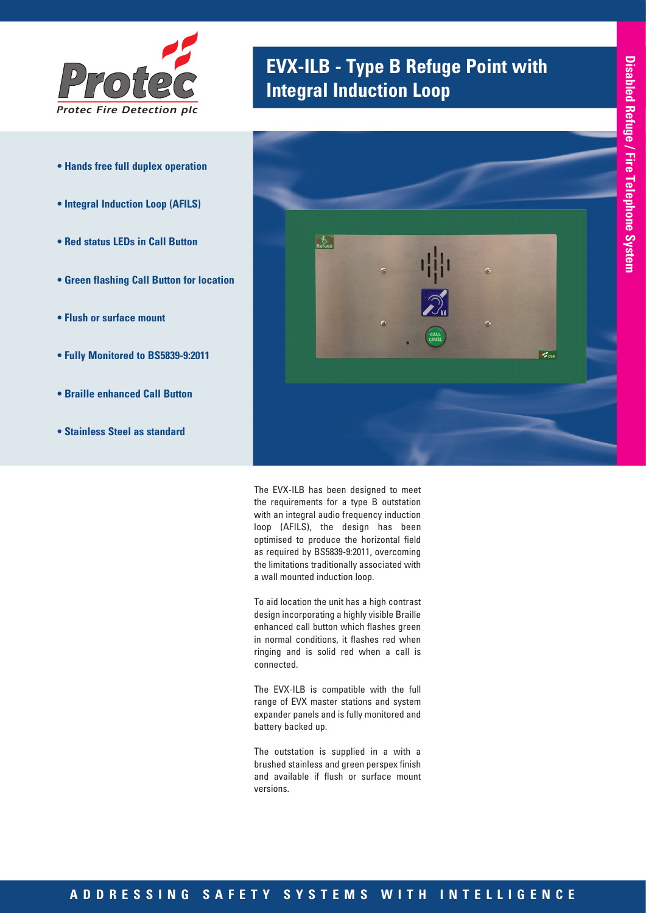Protec Fire Detection plc

# EVX-ILB - Type B Refuge Point with Integral Induction Loop

Disabled Refuge / Fire Telephone System

- Hands free full duplex operation
- Integral Induction Loop (AFILS)
- Red status LEDs in Call Button
- Green flashing Call Button for location
- Flush or surface mount
- Fully Monitored to BS5839-9:2011
- Braille enhanced Call Button
- Stainless Steel as standard

The EVX-ILB has been designed to meet the requirements for a type B outstation with an integral audio frequency induction loop (AFILS), the design has been optimised to produce the horizontal field as required by BS5839-9:2011, overcoming the limitations traditionally associated with a wall mounted induction loop.

To aid location the unit has a high contrast design incorporating a highly visible Braille enhanced call button which flashes green in normal conditions, it flashes red when ringing and is solid red when a call is connected.

The EVX-ILB is compatible with the full range of EVX master stations and system expander panels and is fully monitored and battery backed up.

The outstation is supplied in a with a brushed stainless and green perspex finish and available if flush or surface mount versions.

ADDRESSING SAFETY SYSTEMS WITH INTELLIGENCE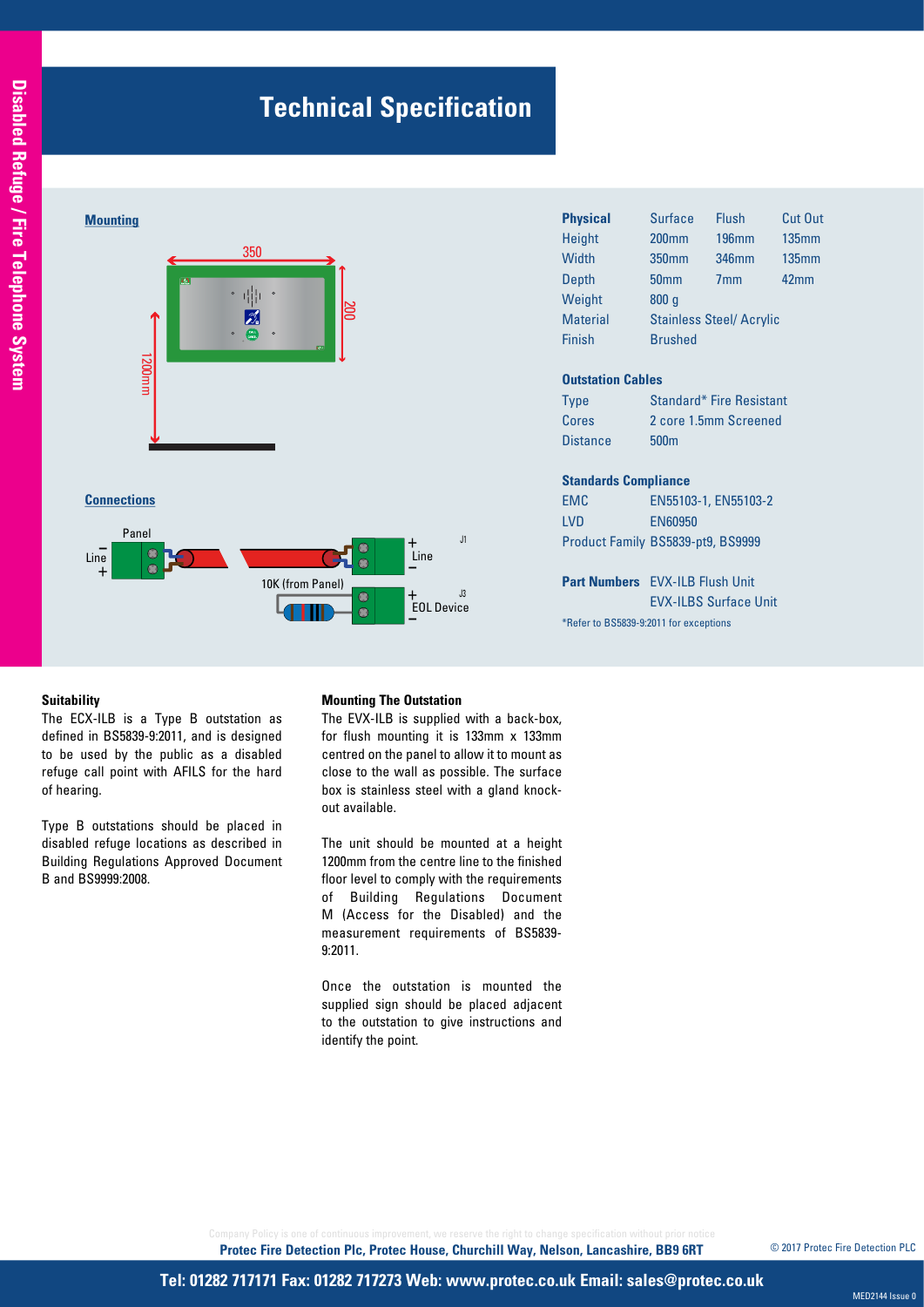# Technical Specification

## Mounting

350

200

1200mm

## Connections

Panel

Line

10K (from Panel)

Line

J1

EOL Device

J3

| Physical | Surface | Flush | Cut Out |
|---|---|---|---|
| Height | 200mm | 196mm | 135mm |
| Width | 350mm | 346mm | 135mm |
| Depth | 50mm | 7mm | 42mm |
| Weight | 800 g | | |
| Material | Stainless Steel/ Acrylic | | |
| Finish | Brushed | | |

**Outstation Cables**

| | |
|---|---|
| Type | Standard* Fire Resistant |
| Cores | 2 core 1.5mm Screened |
| Distance | 500m |

**Standards Compliance**

| | |
|---|---|
| EMC | EN55103-1, EN55103-2 |
| LVD | EN60950 |
| Product Family | BS5839-pt9, BS9999 |

**Part Numbers** EVX-ILB Flush Unit
EVX-ILBS Surface Unit

*Refer to BS5839-9:2011 for exceptions

**Suitability**

The ECX-ILB is a Type B outstation as defined in BS5839-9:2011, and is designed to be used by the public as a disabled refuge call point with AFILS for the hard of hearing.

Type B outstations should be placed in disabled refuge locations as described in Building Regulations Approved Document B and BS9999:2008.

**Mounting The Outstation**

The EVX-ILB is supplied with a back-box, for flush mounting it is 133mm x 133mm centred on the panel to allow it to mount as close to the wall as possible. The surface box is stainless steel with a gland knock-out available.

The unit should be mounted at a height 1200mm from the centre line to the finished floor level to comply with the requirements of Building Regulations Document M (Access for the Disabled) and the measurement requirements of BS5839-9:2011.

Once the outstation is mounted the supplied sign should be placed adjacent to the outstation to give instructions and identify the point.